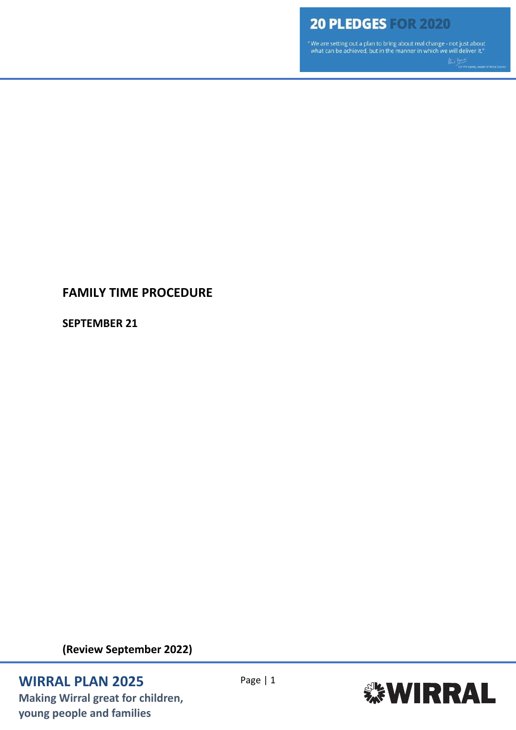# FAMILY TIME PROCEDURE

**SEPTEMBER 21**

**(Review September 2022)**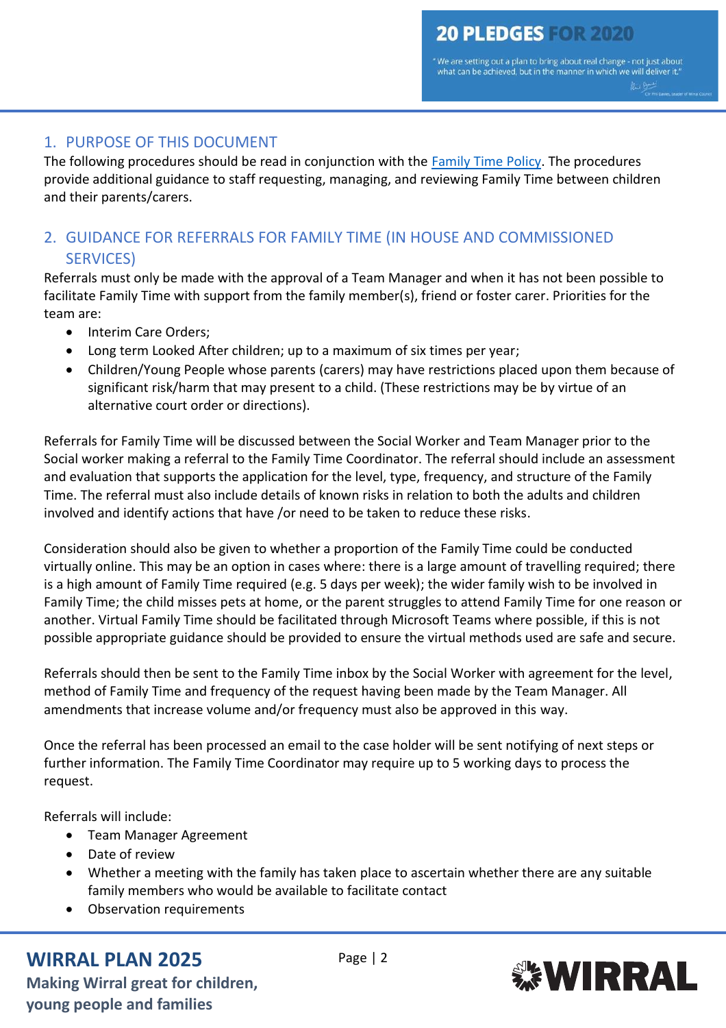## 1. PURPOSE OF THIS DOCUMENT

The following procedures should be read in conjunction with the Family Time Policy. The procedures provide additional guidance to staff requesting, managing, and reviewing Family Time between children and their parents/carers.

## 2. GUIDANCE FOR REFERRALS FOR FAMILY TIME (IN HOUSE AND COMMISSIONED SERVICES)

Referrals must only be made with the approval of a Team Manager and when it has not been possible to facilitate Family Time with support from the family member(s), friend or foster carer. Priorities for the team are:

- Interim Care Orders;
- Long term Looked After children; up to a maximum of six times per year;
- Children/Young People whose parents (carers) may have restrictions placed upon them because of significant risk/harm that may present to a child. (These restrictions may be by virtue of an alternative court order or directions).

Referrals for Family Time will be discussed between the Social Worker and Team Manager prior to the Social worker making a referral to the Family Time Coordinator. The referral should include an assessment and evaluation that supports the application for the level, type, frequency, and structure of the Family Time. The referral must also include details of known risks in relation to both the adults and children involved and identify actions that have /or need to be taken to reduce these risks.

Consideration should also be given to whether a proportion of the Family Time could be conducted virtually online. This may be an option in cases where: there is a large amount of travelling required; there is a high amount of Family Time required (e.g. 5 days per week); the wider family wish to be involved in Family Time; the child misses pets at home, or the parent struggles to attend Family Time for one reason or another. Virtual Family Time should be facilitated through Microsoft Teams where possible, if this is not possible appropriate guidance should be provided to ensure the virtual methods used are safe and secure.

Referrals should then be sent to the Family Time inbox by the Social Worker with agreement for the level, method of Family Time and frequency of the request having been made by the Team Manager. All amendments that increase volume and/or frequency must also be approved in this way.

Once the referral has been processed an email to the case holder will be sent notifying of next steps or further information. The Family Time Coordinator may require up to 5 working days to process the request.

Referrals will include:

- Team Manager Agreement
- Date of review
- Whether a meeting with the family has taken place to ascertain whether there are any suitable family members who would be available to facilitate contact
- Observation requirements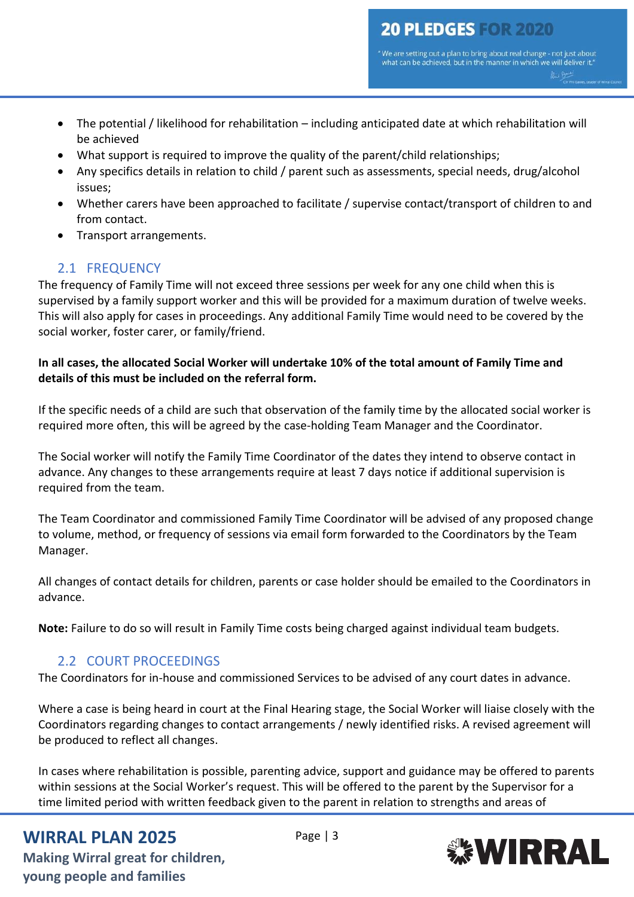- The potential / likelihood for rehabilitation – including anticipated date at which rehabilitation will be achieved
- What support is required to improve the quality of the parent/child relationships;
- Any specifics details in relation to child / parent such as assessments, special needs, drug/alcohol issues;
- Whether carers have been approached to facilitate / supervise contact/transport of children to and from contact.
- Transport arrangements.

## 2.1 FREQUENCY

The frequency of Family Time will not exceed three sessions per week for any one child when this is supervised by a family support worker and this will be provided for a maximum duration of twelve weeks. This will also apply for cases in proceedings. Any additional Family Time would need to be covered by the social worker, foster carer, or family/friend.

**In all cases, the allocated Social Worker will undertake 10% of the total amount of Family Time and details of this must be included on the referral form.**

If the specific needs of a child are such that observation of the family time by the allocated social worker is required more often, this will be agreed by the case-holding Team Manager and the Coordinator.

The Social worker will notify the Family Time Coordinator of the dates they intend to observe contact in advance. Any changes to these arrangements require at least 7 days notice if additional supervision is required from the team.

The Team Coordinator and commissioned Family Time Coordinator will be advised of any proposed change to volume, method, or frequency of sessions via email form forwarded to the Coordinators by the Team Manager.

All changes of contact details for children, parents or case holder should be emailed to the Coordinators in advance.

**Note:** Failure to do so will result in Family Time costs being charged against individual team budgets.

## 2.2 COURT PROCEEDINGS

The Coordinators for in-house and commissioned Services to be advised of any court dates in advance.

Where a case is being heard in court at the Final Hearing stage, the Social Worker will liaise closely with the Coordinators regarding changes to contact arrangements / newly identified risks. A revised agreement will be produced to reflect all changes.

In cases where rehabilitation is possible, parenting advice, support and guidance may be offered to parents within sessions at the Social Worker's request. This will be offered to the parent by the Supervisor for a time limited period with written feedback given to the parent in relation to strengths and areas of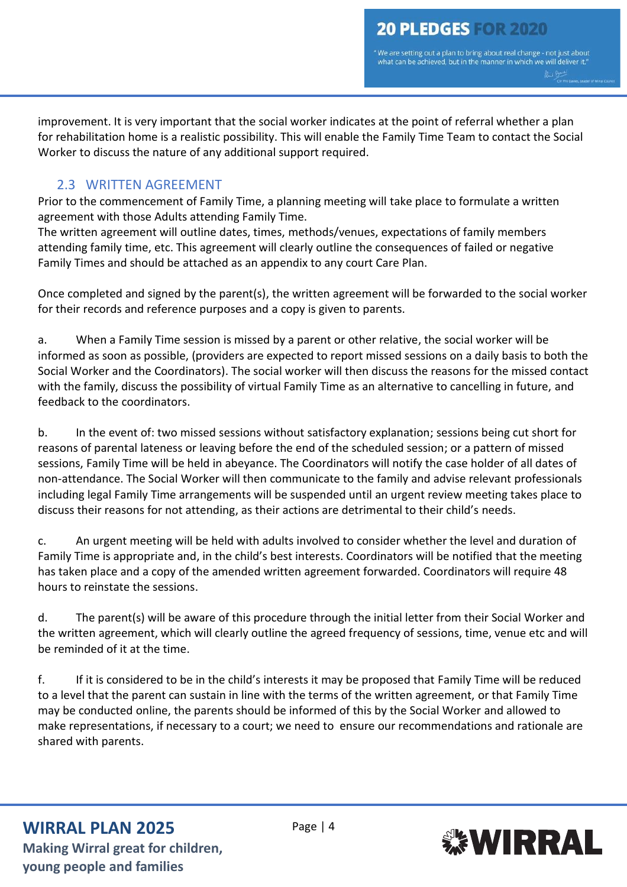improvement. It is very important that the social worker indicates at the point of referral whether a plan for rehabilitation home is a realistic possibility. This will enable the Family Time Team to contact the Social Worker to discuss the nature of any additional support required.

## 2.3 WRITTEN AGREEMENT

Prior to the commencement of Family Time, a planning meeting will take place to formulate a written agreement with those Adults attending Family Time.
The written agreement will outline dates, times, methods/venues, expectations of family members attending family time, etc. This agreement will clearly outline the consequences of failed or negative Family Times and should be attached as an appendix to any court Care Plan.

Once completed and signed by the parent(s), the written agreement will be forwarded to the social worker for their records and reference purposes and a copy is given to parents.

a. When a Family Time session is missed by a parent or other relative, the social worker will be informed as soon as possible, (providers are expected to report missed sessions on a daily basis to both the Social Worker and the Coordinators). The social worker will then discuss the reasons for the missed contact with the family, discuss the possibility of virtual Family Time as an alternative to cancelling in future, and feedback to the coordinators.

b. In the event of: two missed sessions without satisfactory explanation; sessions being cut short for reasons of parental lateness or leaving before the end of the scheduled session; or a pattern of missed sessions, Family Time will be held in abeyance. The Coordinators will notify the case holder of all dates of non-attendance. The Social Worker will then communicate to the family and advise relevant professionals including legal Family Time arrangements will be suspended until an urgent review meeting takes place to discuss their reasons for not attending, as their actions are detrimental to their child's needs.

c. An urgent meeting will be held with adults involved to consider whether the level and duration of Family Time is appropriate and, in the child's best interests. Coordinators will be notified that the meeting has taken place and a copy of the amended written agreement forwarded. Coordinators will require 48 hours to reinstate the sessions.

d. The parent(s) will be aware of this procedure through the initial letter from their Social Worker and the written agreement, which will clearly outline the agreed frequency of sessions, time, venue etc and will be reminded of it at the time.

f. If it is considered to be in the child's interests it may be proposed that Family Time will be reduced to a level that the parent can sustain in line with the terms of the written agreement, or that Family Time may be conducted online, the parents should be informed of this by the Social Worker and allowed to make representations, if necessary to a court; we need to ensure our recommendations and rationale are shared with parents.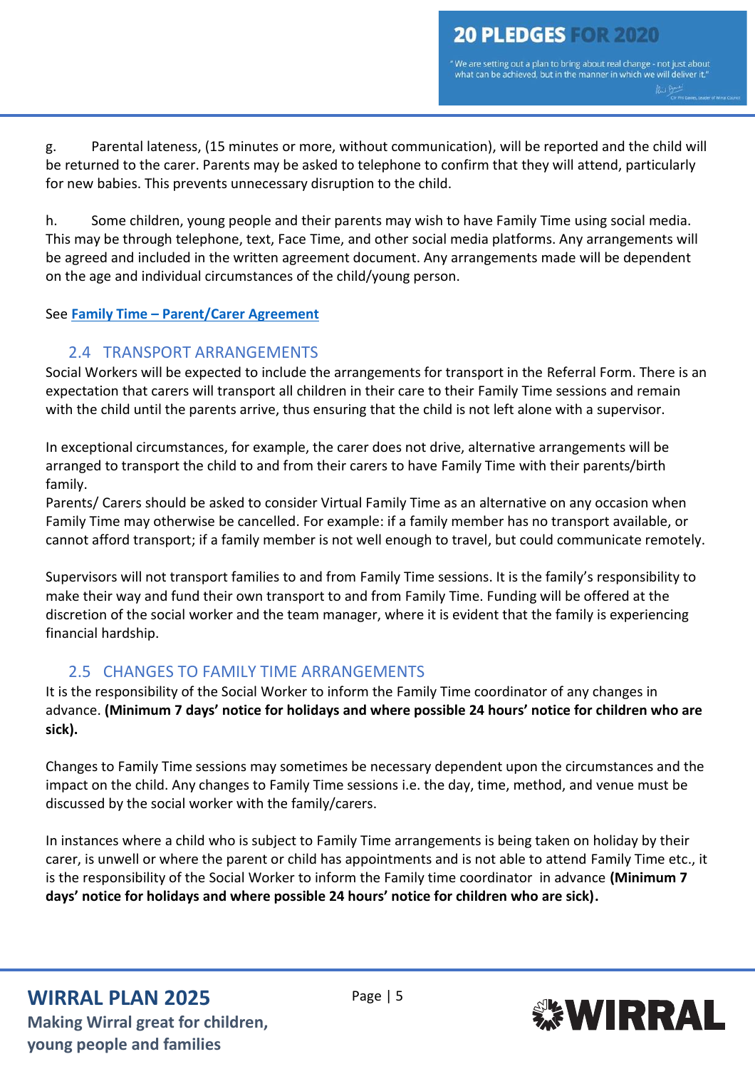g. Parental lateness, (15 minutes or more, without communication), will be reported and the child will be returned to the carer. Parents may be asked to telephone to confirm that they will attend, particularly for new babies. This prevents unnecessary disruption to the child.

h. Some children, young people and their parents may wish to have Family Time using social media. This may be through telephone, text, Face Time, and other social media platforms. Any arrangements will be agreed and included in the written agreement document. Any arrangements made will be dependent on the age and individual circumstances of the child/young person.

See **Family Time – Parent/Carer Agreement**

## 2.4 TRANSPORT ARRANGEMENTS

Social Workers will be expected to include the arrangements for transport in the Referral Form. There is an expectation that carers will transport all children in their care to their Family Time sessions and remain with the child until the parents arrive, thus ensuring that the child is not left alone with a supervisor.

In exceptional circumstances, for example, the carer does not drive, alternative arrangements will be arranged to transport the child to and from their carers to have Family Time with their parents/birth family.
Parents/ Carers should be asked to consider Virtual Family Time as an alternative on any occasion when Family Time may otherwise be cancelled. For example: if a family member has no transport available, or cannot afford transport; if a family member is not well enough to travel, but could communicate remotely.

Supervisors will not transport families to and from Family Time sessions. It is the family's responsibility to make their way and fund their own transport to and from Family Time. Funding will be offered at the discretion of the social worker and the team manager, where it is evident that the family is experiencing financial hardship.

## 2.5 CHANGES TO FAMILY TIME ARRANGEMENTS

It is the responsibility of the Social Worker to inform the Family Time coordinator of any changes in advance. **(Minimum 7 days' notice for holidays and where possible 24 hours' notice for children who are sick).**

Changes to Family Time sessions may sometimes be necessary dependent upon the circumstances and the impact on the child. Any changes to Family Time sessions i.e. the day, time, method, and venue must be discussed by the social worker with the family/carers.

In instances where a child who is subject to Family Time arrangements is being taken on holiday by their carer, is unwell or where the parent or child has appointments and is not able to attend Family Time etc., it is the responsibility of the Social Worker to inform the Family time coordinator in advance **(Minimum 7 days' notice for holidays and where possible 24 hours' notice for children who are sick).**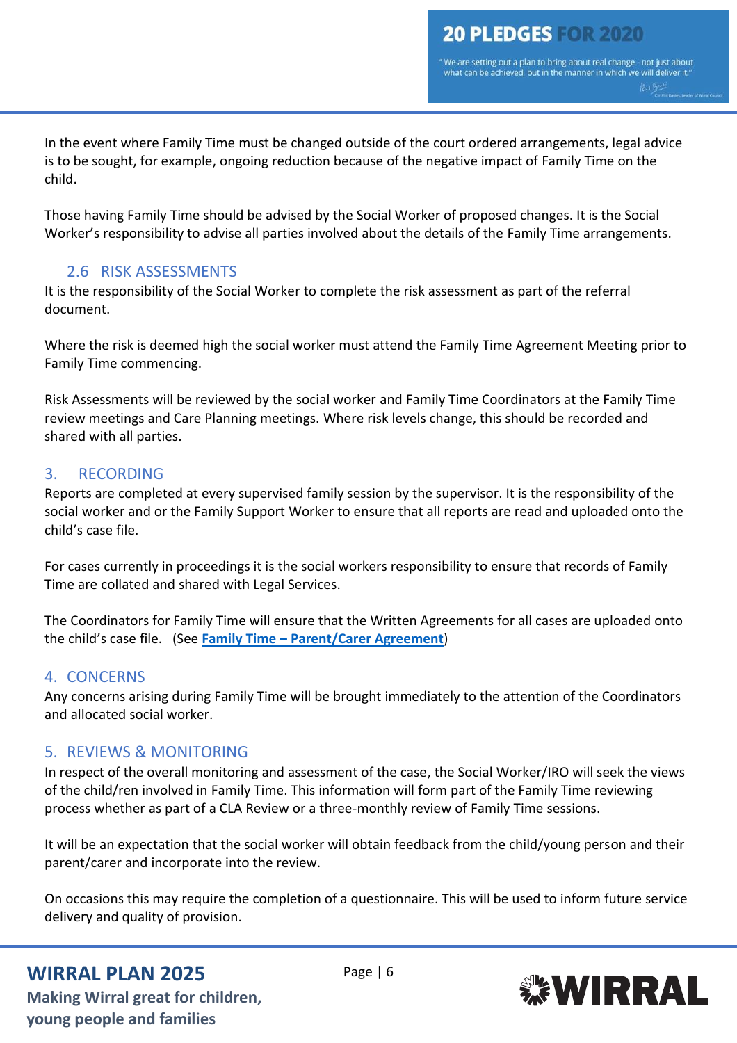In the event where Family Time must be changed outside of the court ordered arrangements, legal advice is to be sought, for example, ongoing reduction because of the negative impact of Family Time on the child.

Those having Family Time should be advised by the Social Worker of proposed changes. It is the Social Worker's responsibility to advise all parties involved about the details of the Family Time arrangements.

### 2.6 RISK ASSESSMENTS

It is the responsibility of the Social Worker to complete the risk assessment as part of the referral document.

Where the risk is deemed high the social worker must attend the Family Time Agreement Meeting prior to Family Time commencing.

Risk Assessments will be reviewed by the social worker and Family Time Coordinators at the Family Time review meetings and Care Planning meetings. Where risk levels change, this should be recorded and shared with all parties.

## 3. RECORDING

Reports are completed at every supervised family session by the supervisor. It is the responsibility of the social worker and or the Family Support Worker to ensure that all reports are read and uploaded onto the child's case file.

For cases currently in proceedings it is the social workers responsibility to ensure that records of Family Time are collated and shared with Legal Services.

The Coordinators for Family Time will ensure that the Written Agreements for all cases are uploaded onto the child's case file. (See **Family Time – Parent/Carer Agreement**)

## 4. CONCERNS

Any concerns arising during Family Time will be brought immediately to the attention of the Coordinators and allocated social worker.

## 5. REVIEWS & MONITORING

In respect of the overall monitoring and assessment of the case, the Social Worker/IRO will seek the views of the child/ren involved in Family Time. This information will form part of the Family Time reviewing process whether as part of a CLA Review or a three-monthly review of Family Time sessions.

It will be an expectation that the social worker will obtain feedback from the child/young person and their parent/carer and incorporate into the review.

On occasions this may require the completion of a questionnaire. This will be used to inform future service delivery and quality of provision.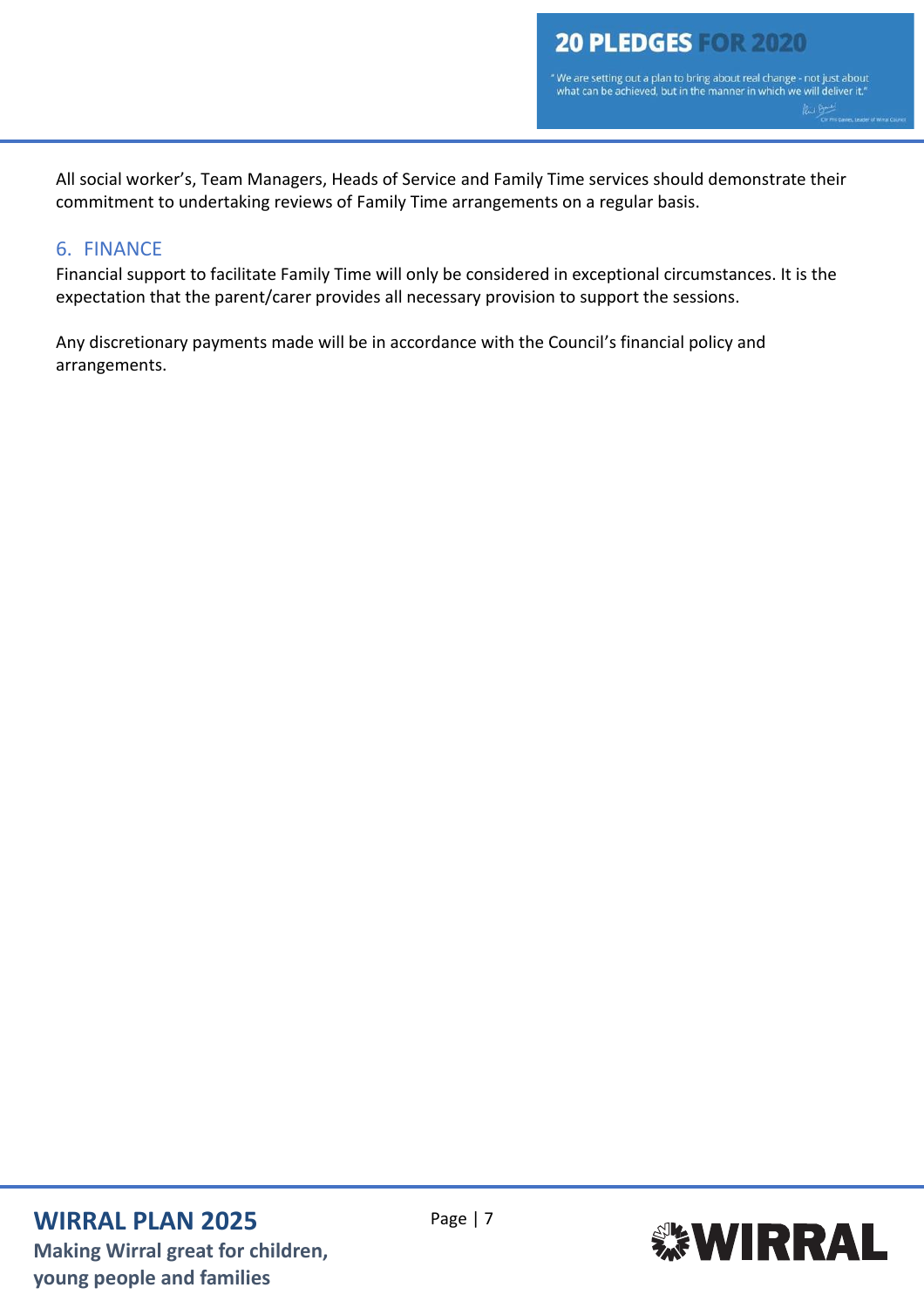All social worker's, Team Managers, Heads of Service and Family Time services should demonstrate their commitment to undertaking reviews of Family Time arrangements on a regular basis.

## 6. FINANCE

Financial support to facilitate Family Time will only be considered in exceptional circumstances. It is the expectation that the parent/carer provides all necessary provision to support the sessions.

Any discretionary payments made will be in accordance with the Council's financial policy and arrangements.